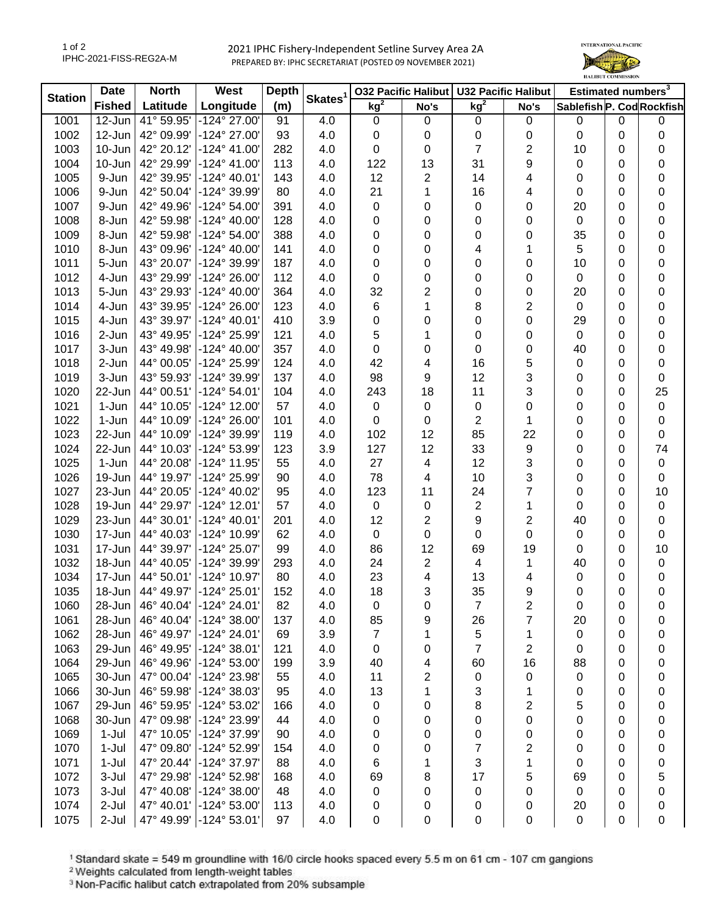# 2021 IPHC Fishery-Independent Setline Survey Area 2A

PREPARED BY: IPHC SECRETARIAT (POSTED 09 NOVEMBER 2021)

| Station | Date | North | West | Depth | Skates[1] | O32 Pacific Halibut | | U32 Pacific Halibut | | Estimated numbers[3] | | |
|---|---|---|---|---|---|---|---|---|---|---|---|---|
| | Fished | Latitude | Longitude | (m) | | kg[2] | No's | kg[2] | No's | Sablefish | P. Cod | Rockfish |
| 1001 | 12-Jun | 41° 59.95' | -124° 27.00' | 91 | 4.0 | 0 | 0 | 0 | 0 | 0 | 0 | 0 |
| 1002 | 12-Jun | 42° 09.99' | -124° 27.00' | 93 | 4.0 | 0 | 0 | 0 | 0 | 0 | 0 | 0 |
| 1003 | 10-Jun | 42° 20.12' | -124° 41.00' | 282 | 4.0 | 0 | 0 | 7 | 2 | 10 | 0 | 0 |
| 1004 | 10-Jun | 42° 29.99' | -124° 41.00' | 113 | 4.0 | 122 | 13 | 31 | 9 | 0 | 0 | 0 |
| 1005 | 9-Jun | 42° 39.95' | -124° 40.01' | 143 | 4.0 | 12 | 2 | 14 | 4 | 0 | 0 | 0 |
| 1006 | 9-Jun | 42° 50.04' | -124° 39.99' | 80 | 4.0 | 21 | 1 | 16 | 4 | 0 | 0 | 0 |
| 1007 | 9-Jun | 42° 49.96' | -124° 54.00' | 391 | 4.0 | 0 | 0 | 0 | 0 | 20 | 0 | 0 |
| 1008 | 8-Jun | 42° 59.98' | -124° 40.00' | 128 | 4.0 | 0 | 0 | 0 | 0 | 0 | 0 | 0 |
| 1009 | 8-Jun | 42° 59.98' | -124° 54.00' | 388 | 4.0 | 0 | 0 | 0 | 0 | 35 | 0 | 0 |
| 1010 | 8-Jun | 43° 09.96' | -124° 40.00' | 141 | 4.0 | 0 | 0 | 4 | 1 | 5 | 0 | 0 |
| 1011 | 5-Jun | 43° 20.07' | -124° 39.99' | 187 | 4.0 | 0 | 0 | 0 | 0 | 10 | 0 | 0 |
| 1012 | 4-Jun | 43° 29.99' | -124° 26.00' | 112 | 4.0 | 0 | 0 | 0 | 0 | 0 | 0 | 0 |
| 1013 | 5-Jun | 43° 29.93' | -124° 40.00' | 364 | 4.0 | 32 | 2 | 0 | 0 | 20 | 0 | 0 |
| 1014 | 4-Jun | 43° 39.95' | -124° 26.00' | 123 | 4.0 | 6 | 1 | 8 | 2 | 0 | 0 | 0 |
| 1015 | 4-Jun | 43° 39.97' | -124° 40.01' | 410 | 3.9 | 0 | 0 | 0 | 0 | 29 | 0 | 0 |
| 1016 | 2-Jun | 43° 49.95' | -124° 25.99' | 121 | 4.0 | 5 | 1 | 0 | 0 | 0 | 0 | 0 |
| 1017 | 3-Jun | 43° 49.98' | -124° 40.00' | 357 | 4.0 | 0 | 0 | 0 | 0 | 40 | 0 | 0 |
| 1018 | 2-Jun | 44° 00.05' | -124° 25.99' | 124 | 4.0 | 42 | 4 | 16 | 5 | 0 | 0 | 0 |
| 1019 | 3-Jun | 43° 59.93' | -124° 39.99' | 137 | 4.0 | 98 | 9 | 12 | 3 | 0 | 0 | 0 |
| 1020 | 22-Jun | 44° 00.51' | -124° 54.01' | 104 | 4.0 | 243 | 18 | 11 | 3 | 0 | 0 | 25 |
| 1021 | 1-Jun | 44° 10.05' | -124° 12.00' | 57 | 4.0 | 0 | 0 | 0 | 0 | 0 | 0 | 0 |
| 1022 | 1-Jun | 44° 10.09' | -124° 26.00' | 101 | 4.0 | 0 | 0 | 2 | 1 | 0 | 0 | 0 |
| 1023 | 22-Jun | 44° 10.09' | -124° 39.99' | 119 | 4.0 | 102 | 12 | 85 | 22 | 0 | 0 | 0 |
| 1024 | 22-Jun | 44° 10.03' | -124° 53.99' | 123 | 3.9 | 127 | 12 | 33 | 9 | 0 | 0 | 74 |
| 1025 | 1-Jun | 44° 20.08' | -124° 11.95' | 55 | 4.0 | 27 | 4 | 12 | 3 | 0 | 0 | 0 |
| 1026 | 19-Jun | 44° 19.97' | -124° 25.99' | 90 | 4.0 | 78 | 4 | 10 | 3 | 0 | 0 | 0 |
| 1027 | 23-Jun | 44° 20.05' | -124° 40.02' | 95 | 4.0 | 123 | 11 | 24 | 7 | 0 | 0 | 10 |
| 1028 | 19-Jun | 44° 29.97' | -124° 12.01' | 57 | 4.0 | 0 | 0 | 2 | 1 | 0 | 0 | 0 |
| 1029 | 23-Jun | 44° 30.01' | -124° 40.01' | 201 | 4.0 | 12 | 2 | 9 | 2 | 40 | 0 | 0 |
| 1030 | 17-Jun | 44° 40.03' | -124° 10.99' | 62 | 4.0 | 0 | 0 | 0 | 0 | 0 | 0 | 0 |
| 1031 | 17-Jun | 44° 39.97' | -124° 25.07' | 99 | 4.0 | 86 | 12 | 69 | 19 | 0 | 0 | 10 |
| 1032 | 18-Jun | 44° 40.05' | -124° 39.99' | 293 | 4.0 | 24 | 2 | 4 | 1 | 40 | 0 | 0 |
| 1034 | 17-Jun | 44° 50.01' | -124° 10.97' | 80 | 4.0 | 23 | 4 | 13 | 4 | 0 | 0 | 0 |
| 1035 | 18-Jun | 44° 49.97' | -124° 25.01' | 152 | 4.0 | 18 | 3 | 35 | 9 | 0 | 0 | 0 |
| 1060 | 28-Jun | 46° 40.04' | -124° 24.01' | 82 | 4.0 | 0 | 0 | 7 | 2 | 0 | 0 | 0 |
| 1061 | 28-Jun | 46° 40.04' | -124° 38.00' | 137 | 4.0 | 85 | 9 | 26 | 7 | 20 | 0 | 0 |
| 1062 | 28-Jun | 46° 49.97' | -124° 24.01' | 69 | 3.9 | 7 | 1 | 5 | 1 | 0 | 0 | 0 |
| 1063 | 29-Jun | 46° 49.95' | -124° 38.01' | 121 | 4.0 | 0 | 0 | 7 | 2 | 0 | 0 | 0 |
| 1064 | 29-Jun | 46° 49.96' | -124° 53.00' | 199 | 3.9 | 40 | 4 | 60 | 16 | 88 | 0 | 0 |
| 1065 | 30-Jun | 47° 00.04' | -124° 23.98' | 55 | 4.0 | 11 | 2 | 0 | 0 | 0 | 0 | 0 |
| 1066 | 30-Jun | 46° 59.98' | -124° 38.03' | 95 | 4.0 | 13 | 1 | 3 | 1 | 0 | 0 | 0 |
| 1067 | 29-Jun | 46° 59.95' | -124° 53.02' | 166 | 4.0 | 0 | 0 | 8 | 2 | 5 | 0 | 0 |
| 1068 | 30-Jun | 47° 09.98' | -124° 23.99' | 44 | 4.0 | 0 | 0 | 0 | 0 | 0 | 0 | 0 |
| 1069 | 1-Jul | 47° 10.05' | -124° 37.99' | 90 | 4.0 | 0 | 0 | 0 | 0 | 0 | 0 | 0 |
| 1070 | 1-Jul | 47° 09.80' | -124° 52.99' | 154 | 4.0 | 0 | 0 | 7 | 2 | 0 | 0 | 0 |
| 1071 | 1-Jul | 47° 20.44' | -124° 37.97' | 88 | 4.0 | 6 | 1 | 3 | 1 | 0 | 0 | 0 |
| 1072 | 3-Jul | 47° 29.98' | -124° 52.98' | 168 | 4.0 | 69 | 8 | 17 | 5 | 69 | 0 | 5 |
| 1073 | 3-Jul | 47° 40.08' | -124° 38.00' | 48 | 4.0 | 0 | 0 | 0 | 0 | 0 | 0 | 0 |
| 1074 | 2-Jul | 47° 40.01' | -124° 53.00' | 113 | 4.0 | 0 | 0 | 0 | 0 | 20 | 0 | 0 |
| 1075 | 2-Jul | 47° 49.99' | -124° 53.01' | 97 | 4.0 | 0 | 0 | 0 | 0 | 0 | 0 | 0 |

[1] Standard skate = 549 m groundline with 16/0 circle hooks spaced every 5.5 m on 61 cm - 107 cm gangions

[2] Weights calculated from length-weight tables

[3] Non-Pacific halibut catch extrapolated from 20% subsample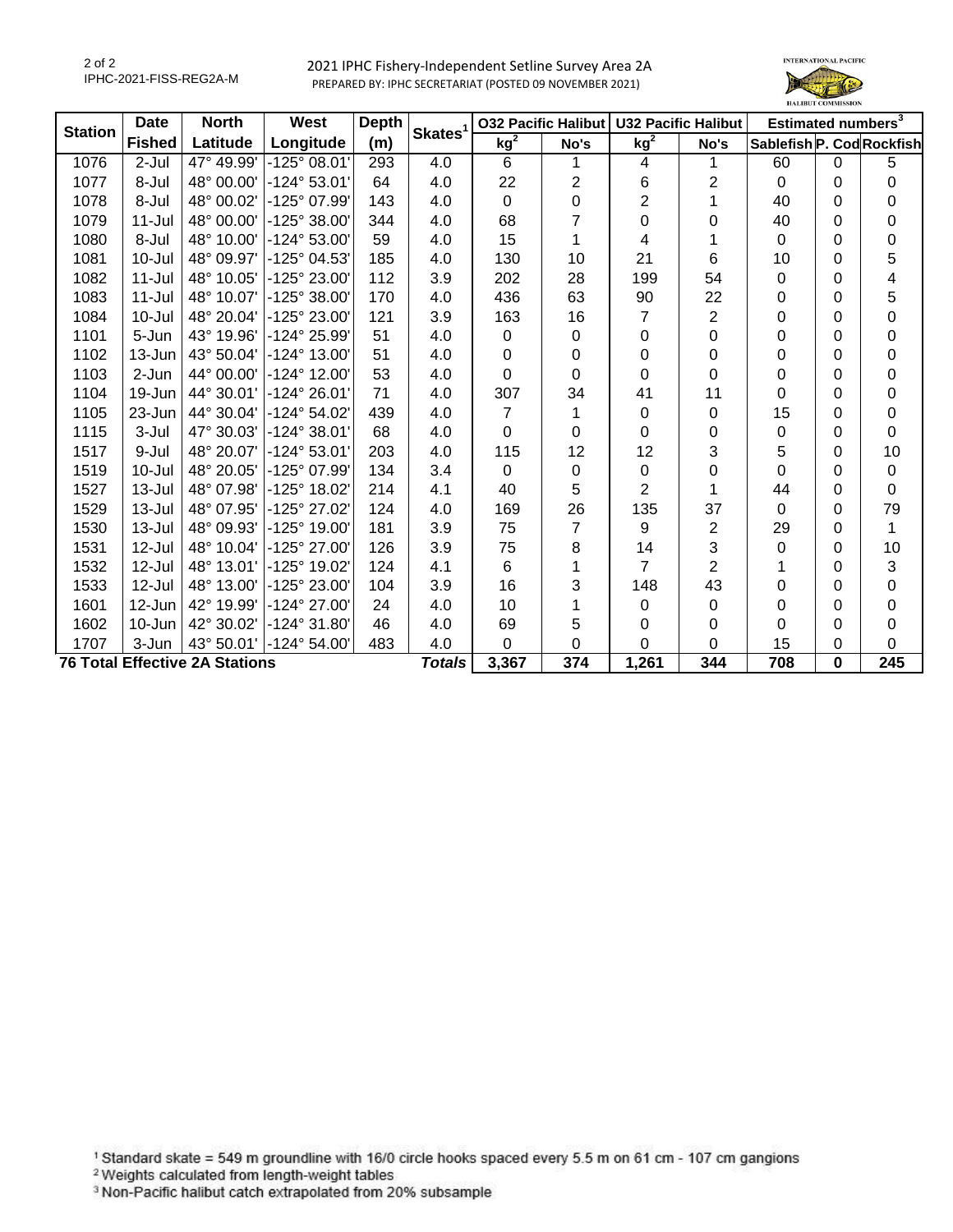# 2021 IPHC Fishery-Independent Setline Survey Area 2A

PREPARED BY: IPHC SECRETARIAT (POSTED 09 NOVEMBER 2021)

| Station | Date | North | West | Depth | Skates[1] | O32 Pacific Halibut | | U32 Pacific Halibut | | Estimated numbers[3] | | |
|---|---|---|---|---|---|---|---|---|---|---|---|---|
| | Fished | Latitude | Longitude | (m) | | kg[2] | No's | kg[2] | No's | Sablefish | P. Cod | Rockfish |
| 1076 | 2-Jul | 47° 49.99' | -125° 08.01' | 293 | 4.0 | 6 | 1 | 4 | 1 | 60 | 0 | 5 |
| 1077 | 8-Jul | 48° 00.00' | -124° 53.01' | 64 | 4.0 | 22 | 2 | 6 | 2 | 0 | 0 | 0 |
| 1078 | 8-Jul | 48° 00.02' | -125° 07.99' | 143 | 4.0 | 0 | 0 | 2 | 1 | 40 | 0 | 0 |
| 1079 | 11-Jul | 48° 00.00' | -125° 38.00' | 344 | 4.0 | 68 | 7 | 0 | 0 | 40 | 0 | 0 |
| 1080 | 8-Jul | 48° 10.00' | -124° 53.00' | 59 | 4.0 | 15 | 1 | 4 | 1 | 0 | 0 | 0 |
| 1081 | 10-Jul | 48° 09.97' | -125° 04.53' | 185 | 4.0 | 130 | 10 | 21 | 6 | 10 | 0 | 5 |
| 1082 | 11-Jul | 48° 10.05' | -125° 23.00' | 112 | 3.9 | 202 | 28 | 199 | 54 | 0 | 0 | 4 |
| 1083 | 11-Jul | 48° 10.07' | -125° 38.00' | 170 | 4.0 | 436 | 63 | 90 | 22 | 0 | 0 | 5 |
| 1084 | 10-Jul | 48° 20.04' | -125° 23.00' | 121 | 3.9 | 163 | 16 | 7 | 2 | 0 | 0 | 0 |
| 1101 | 5-Jun | 43° 19.96' | -124° 25.99' | 51 | 4.0 | 0 | 0 | 0 | 0 | 0 | 0 | 0 |
| 1102 | 13-Jun | 43° 50.04' | -124° 13.00' | 51 | 4.0 | 0 | 0 | 0 | 0 | 0 | 0 | 0 |
| 1103 | 2-Jun | 44° 00.00' | -124° 12.00' | 53 | 4.0 | 0 | 0 | 0 | 0 | 0 | 0 | 0 |
| 1104 | 19-Jun | 44° 30.01' | -124° 26.01' | 71 | 4.0 | 307 | 34 | 41 | 11 | 0 | 0 | 0 |
| 1105 | 23-Jun | 44° 30.04' | -124° 54.02' | 439 | 4.0 | 7 | 1 | 0 | 0 | 15 | 0 | 0 |
| 1115 | 3-Jul | 47° 30.03' | -124° 38.01' | 68 | 4.0 | 0 | 0 | 0 | 0 | 0 | 0 | 0 |
| 1517 | 9-Jul | 48° 20.07' | -124° 53.01' | 203 | 4.0 | 115 | 12 | 12 | 3 | 5 | 0 | 10 |
| 1519 | 10-Jul | 48° 20.05' | -125° 07.99' | 134 | 3.4 | 0 | 0 | 0 | 0 | 0 | 0 | 0 |
| 1527 | 13-Jul | 48° 07.98' | -125° 18.02' | 214 | 4.1 | 40 | 5 | 2 | 1 | 44 | 0 | 0 |
| 1529 | 13-Jul | 48° 07.95' | -125° 27.02' | 124 | 4.0 | 169 | 26 | 135 | 37 | 0 | 0 | 79 |
| 1530 | 13-Jul | 48° 09.93' | -125° 19.00' | 181 | 3.9 | 75 | 7 | 9 | 2 | 29 | 0 | 1 |
| 1531 | 12-Jul | 48° 10.04' | -125° 27.00' | 126 | 3.9 | 75 | 8 | 14 | 3 | 0 | 0 | 10 |
| 1532 | 12-Jul | 48° 13.01' | -125° 19.02' | 124 | 4.1 | 6 | 1 | 7 | 2 | 1 | 0 | 3 |
| 1533 | 12-Jul | 48° 13.00' | -125° 23.00' | 104 | 3.9 | 16 | 3 | 148 | 43 | 0 | 0 | 0 |
| 1601 | 12-Jun | 42° 19.99' | -124° 27.00' | 24 | 4.0 | 10 | 1 | 0 | 0 | 0 | 0 | 0 |
| 1602 | 10-Jun | 42° 30.02' | -124° 31.80' | 46 | 4.0 | 69 | 5 | 0 | 0 | 0 | 0 | 0 |
| 1707 | 3-Jun | 43° 50.01' | -124° 54.00' | 483 | 4.0 | 0 | 0 | 0 | 0 | 15 | 0 | 0 |
| **76 Total Effective 2A Stations** | | | | | ***Totals*** | **3,367** | **374** | **1,261** | **344** | **708** | **0** | **245** |

[1] Standard skate = 549 m groundline with 16/0 circle hooks spaced every 5.5 m on 61 cm - 107 cm gangions

[2] Weights calculated from length-weight tables

[3] Non-Pacific halibut catch extrapolated from 20% subsample